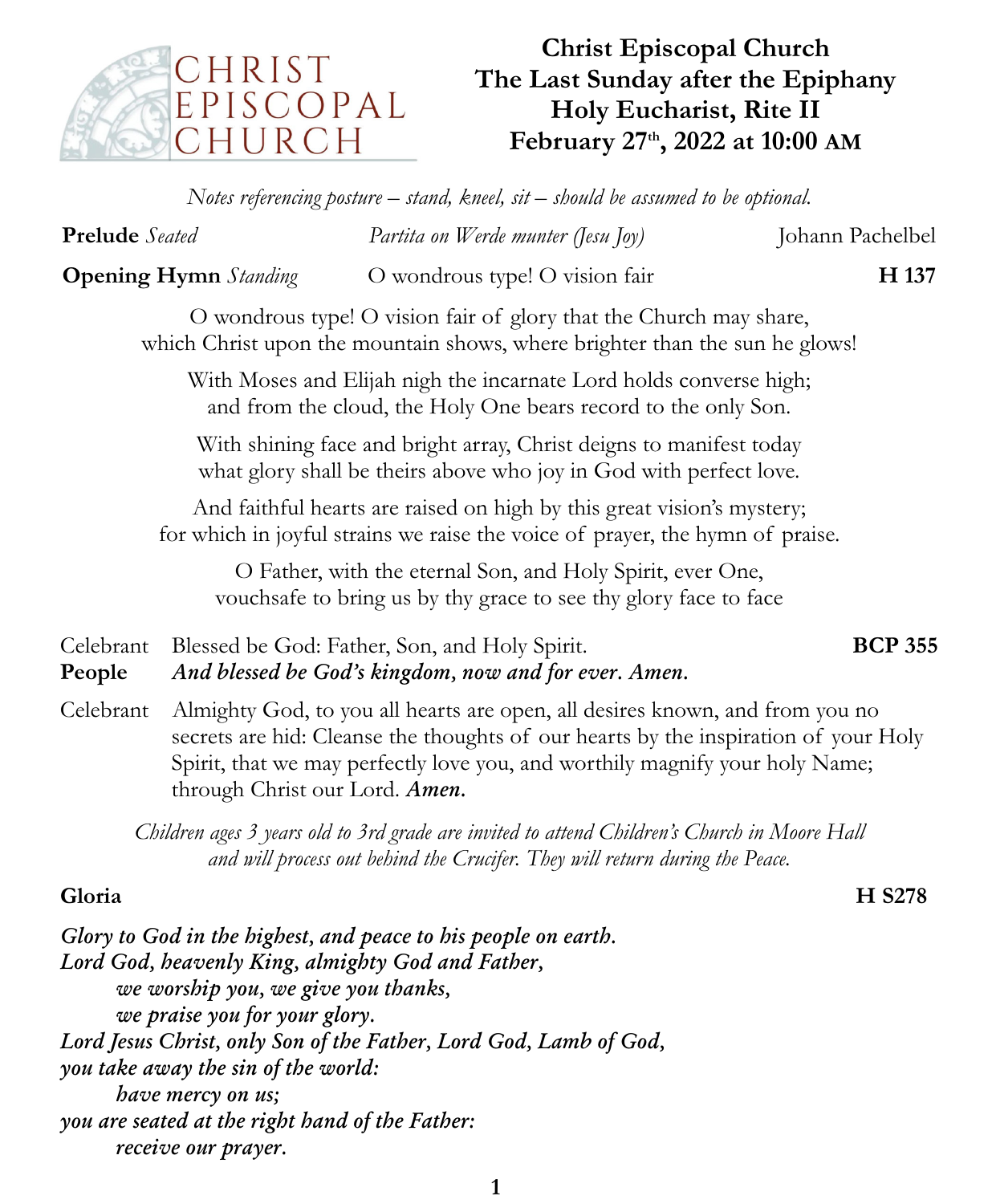CHRIST EPISCOPAL CHURCH

# Christ Episcopal Church
# The Last Sunday after the Epiphany
# Holy Eucharist, Rite II
# February 27th, 2022 at 10:00 AM

*Notes referencing posture – stand, kneel, sit – should be assumed to be optional.*

**Prelude** *Seated* — *Partita on Werde munter (Jesu Joy)* — Johann Pachelbel

**Opening Hymn** *Standing* — O wondrous type! O vision fair — **H 137**

O wondrous type! O vision fair of glory that the Church may share,
which Christ upon the mountain shows, where brighter than the sun he glows!

With Moses and Elijah nigh the incarnate Lord holds converse high;
and from the cloud, the Holy One bears record to the only Son.

With shining face and bright array, Christ deigns to manifest today
what glory shall be theirs above who joy in God with perfect love.

And faithful hearts are raised on high by this great vision's mystery;
for which in joyful strains we raise the voice of prayer, the hymn of praise.

O Father, with the eternal Son, and Holy Spirit, ever One,
vouchsafe to bring us by thy grace to see thy glory face to face

Celebrant — Blessed be God: Father, Son, and Holy Spirit. — **BCP 355**
**People** — ***And blessed be God's kingdom, now and for ever. Amen.***

Celebrant — Almighty God, to you all hearts are open, all desires known, and from you no secrets are hid: Cleanse the thoughts of our hearts by the inspiration of your Holy Spirit, that we may perfectly love you, and worthily magnify your holy Name; through Christ our Lord. ***Amen.***

*Children ages 3 years old to 3rd grade are invited to attend Children's Church in Moore Hall and will process out behind the Crucifer. They will return during the Peace.*

**Gloria** — **H S278**

***Glory to God in the highest, and peace to his people on earth.***
***Lord God, heavenly King, almighty God and Father,***
***we worship you, we give you thanks,***
***we praise you for your glory.***
***Lord Jesus Christ, only Son of the Father, Lord God, Lamb of God,***
***you take away the sin of the world:***
***have mercy on us;***
***you are seated at the right hand of the Father:***
***receive our prayer.***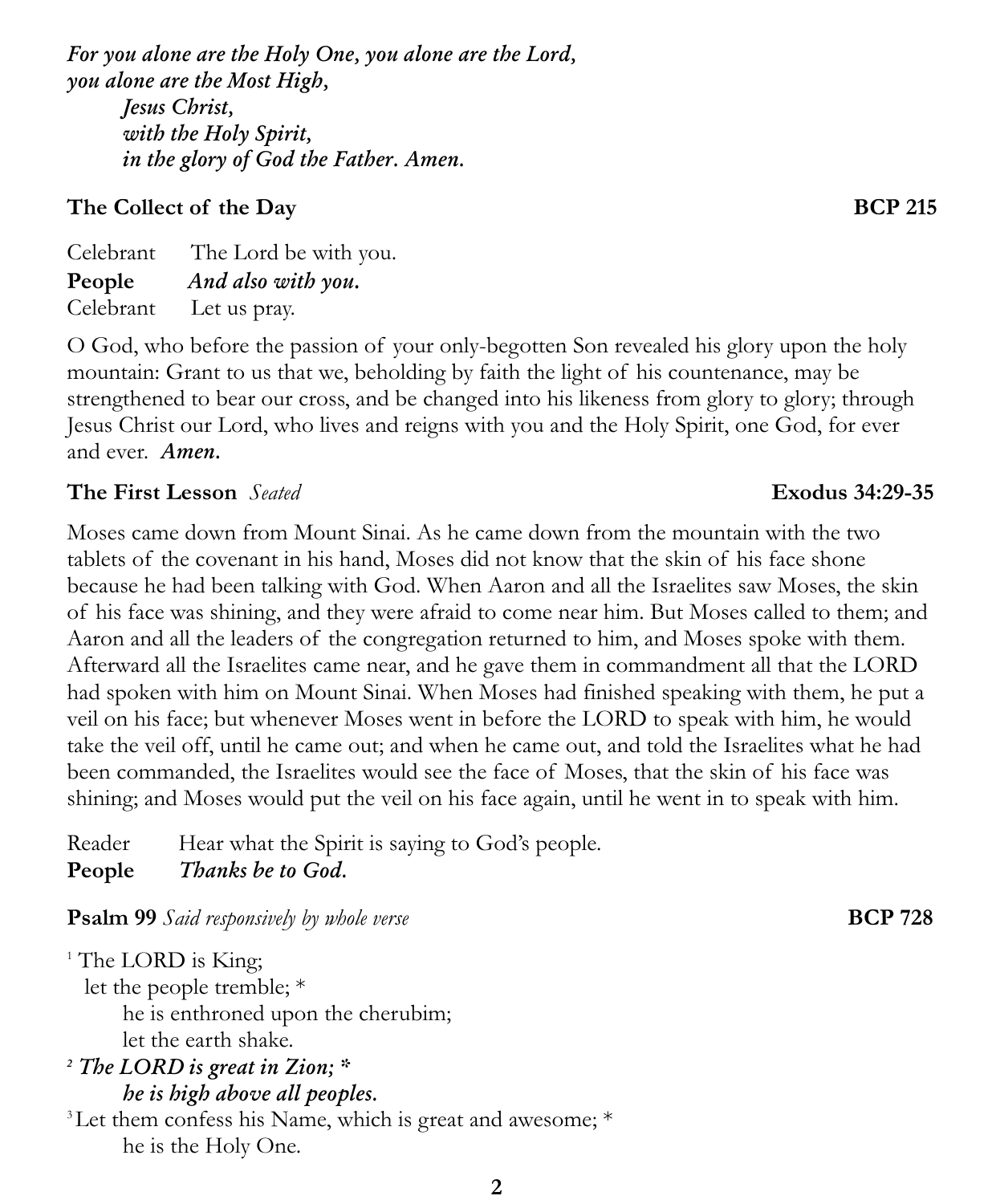***For you alone are the Holy One, you alone are the Lord,***
***you alone are the Most High,***
***Jesus Christ,***
***with the Holy Spirit,***
***in the glory of God the Father. Amen.***

**The Collect of the Day** **BCP 215**

Celebrant The Lord be with you.
**People** ***And also with you.***
Celebrant Let us pray.

O God, who before the passion of your only-begotten Son revealed his glory upon the holy mountain: Grant to us that we, beholding by faith the light of his countenance, may be strengthened to bear our cross, and be changed into his likeness from glory to glory; through Jesus Christ our Lord, who lives and reigns with you and the Holy Spirit, one God, for ever and ever. ***Amen.***

**The First Lesson** *Seated* **Exodus 34:29-35**

Moses came down from Mount Sinai. As he came down from the mountain with the two tablets of the covenant in his hand, Moses did not know that the skin of his face shone because he had been talking with God. When Aaron and all the Israelites saw Moses, the skin of his face was shining, and they were afraid to come near him. But Moses called to them; and Aaron and all the leaders of the congregation returned to him, and Moses spoke with them. Afterward all the Israelites came near, and he gave them in commandment all that the LORD had spoken with him on Mount Sinai. When Moses had finished speaking with them, he put a veil on his face; but whenever Moses went in before the LORD to speak with him, he would take the veil off, until he came out; and when he came out, and told the Israelites what he had been commanded, the Israelites would see the face of Moses, that the skin of his face was shining; and Moses would put the veil on his face again, until he went in to speak with him.

Reader Hear what the Spirit is saying to God's people.
**People** ***Thanks be to God.***

**Psalm 99** *Said responsively by whole verse* **BCP 728**

1 The LORD is King;
let the people tremble; *
he is enthroned upon the cherubim;
let the earth shake.

***2 The LORD is great in Zion; ****
***he is high above all peoples.***

3 Let them confess his Name, which is great and awesome; *
he is the Holy One.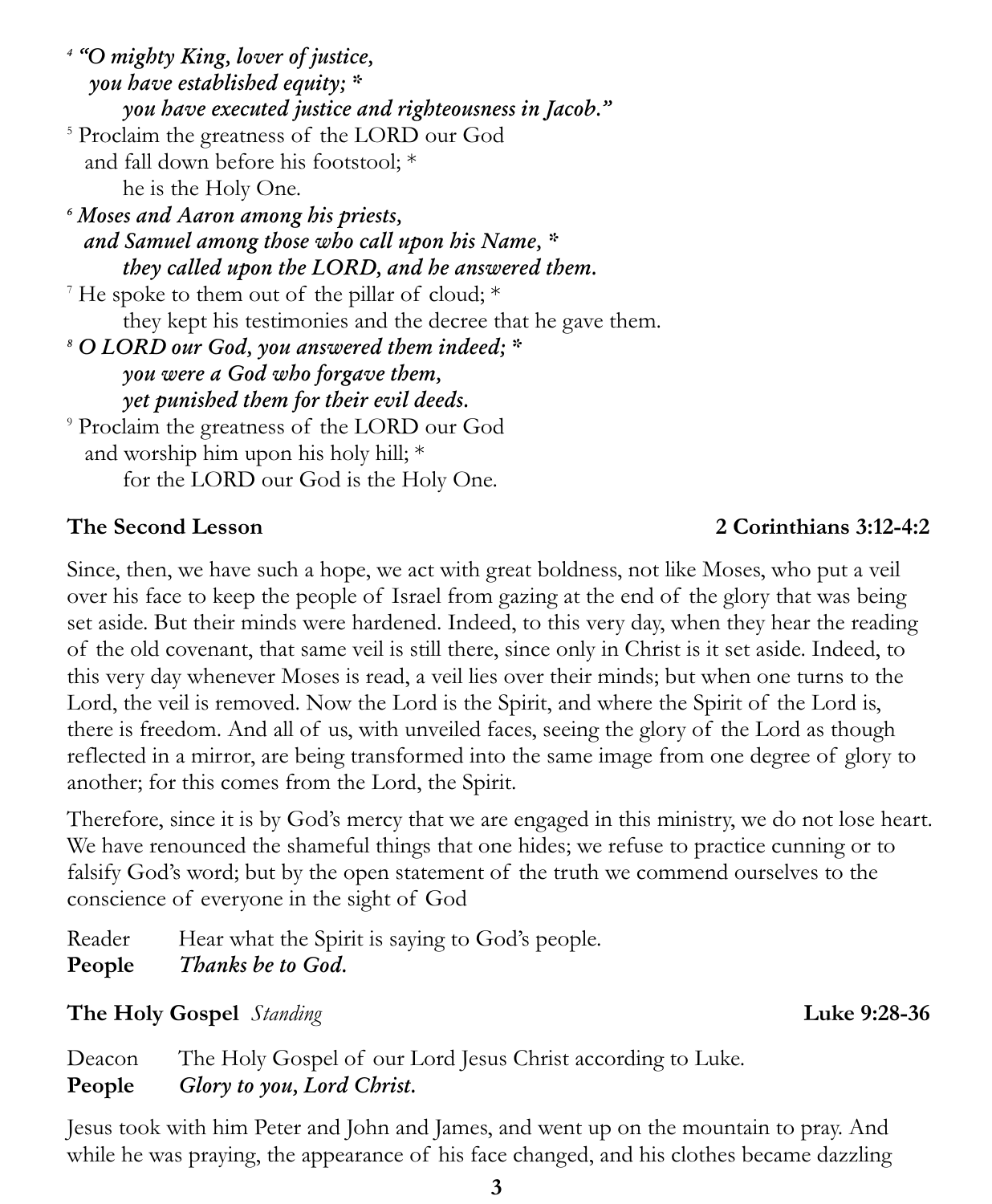*[4] "O mighty King, lover of justice,*
*you have established equity; **
*you have executed justice and righteousness in Jacob."*

[5] Proclaim the greatness of the LORD our God
and fall down before his footstool; *
he is the Holy One.

*[6] Moses and Aaron among his priests,*
*and Samuel among those who call upon his Name, **
*they called upon the LORD, and he answered them.*

[7] He spoke to them out of the pillar of cloud; *
they kept his testimonies and the decree that he gave them.

*[8] O LORD our God, you answered them indeed; **
*you were a God who forgave them,*
*yet punished them for their evil deeds.*

[9] Proclaim the greatness of the LORD our God
and worship him upon his holy hill; *
for the LORD our God is the Holy One.

**The Second Lesson** **2 Corinthians 3:12-4:2**

Since, then, we have such a hope, we act with great boldness, not like Moses, who put a veil over his face to keep the people of Israel from gazing at the end of the glory that was being set aside. But their minds were hardened. Indeed, to this very day, when they hear the reading of the old covenant, that same veil is still there, since only in Christ is it set aside. Indeed, to this very day whenever Moses is read, a veil lies over their minds; but when one turns to the Lord, the veil is removed. Now the Lord is the Spirit, and where the Spirit of the Lord is, there is freedom. And all of us, with unveiled faces, seeing the glory of the Lord as though reflected in a mirror, are being transformed into the same image from one degree of glory to another; for this comes from the Lord, the Spirit.

Therefore, since it is by God's mercy that we are engaged in this ministry, we do not lose heart. We have renounced the shameful things that one hides; we refuse to practice cunning or to falsify God's word; but by the open statement of the truth we commend ourselves to the conscience of everyone in the sight of God

Reader Hear what the Spirit is saying to God's people.
**People** *Thanks be to God.*

**The Holy Gospel** *Standing* **Luke 9:28-36**

Deacon The Holy Gospel of our Lord Jesus Christ according to Luke.
**People** *Glory to you, Lord Christ.*

Jesus took with him Peter and John and James, and went up on the mountain to pray. And while he was praying, the appearance of his face changed, and his clothes became dazzling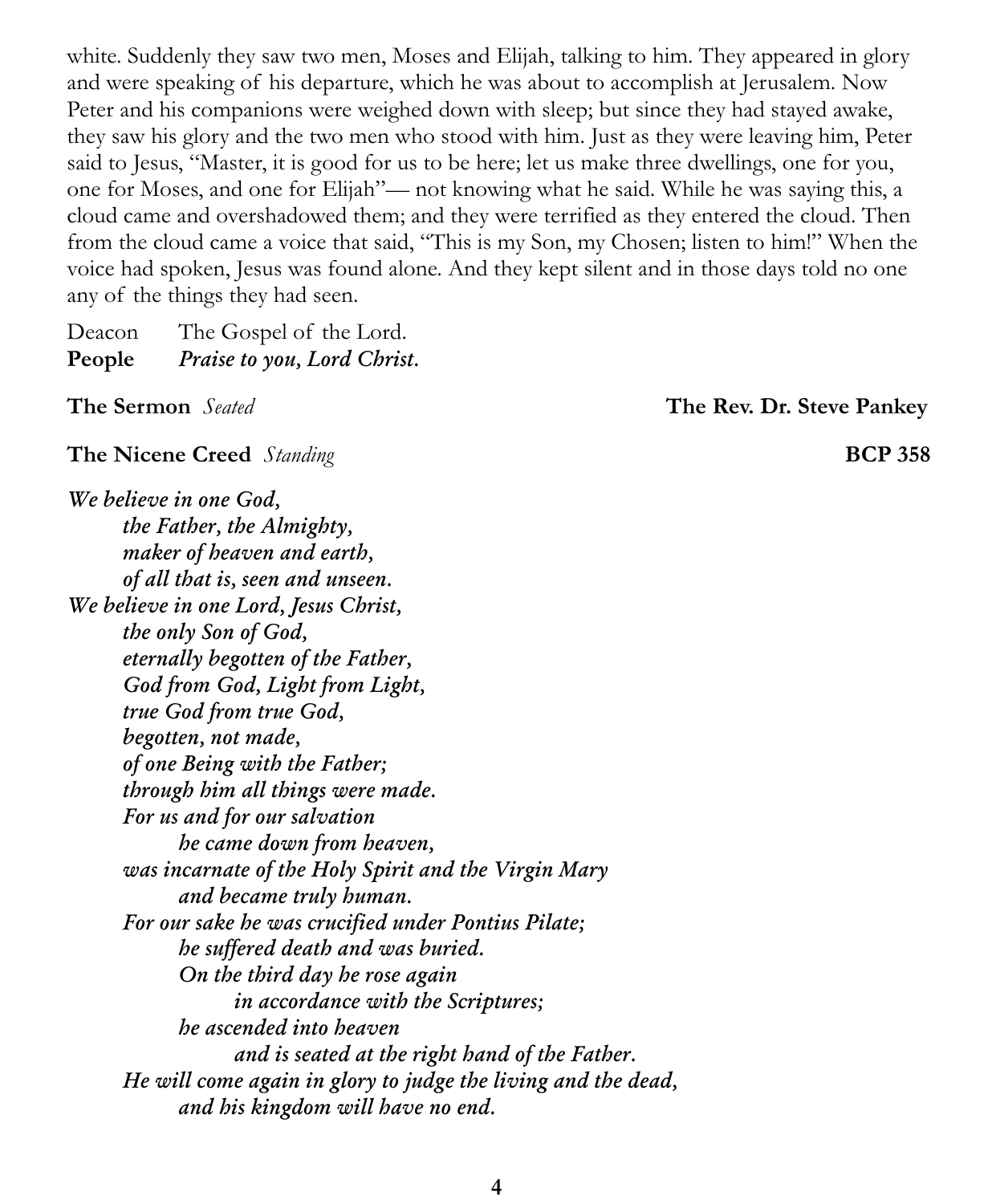white. Suddenly they saw two men, Moses and Elijah, talking to him. They appeared in glory and were speaking of his departure, which he was about to accomplish at Jerusalem. Now Peter and his companions were weighed down with sleep; but since they had stayed awake, they saw his glory and the two men who stood with him. Just as they were leaving him, Peter said to Jesus, "Master, it is good for us to be here; let us make three dwellings, one for you, one for Moses, and one for Elijah"— not knowing what he said. While he was saying this, a cloud came and overshadowed them; and they were terrified as they entered the cloud. Then from the cloud came a voice that said, "This is my Son, my Chosen; listen to him!" When the voice had spoken, Jesus was found alone. And they kept silent and in those days told no one any of the things they had seen.

Deacon The Gospel of the Lord.
**People** ***Praise to you, Lord Christ.***

**The Sermon** *Seated* **The Rev. Dr. Steve Pankey**

**The Nicene Creed** *Standing* **BCP 358**

***We believe in one God,***
***the Father, the Almighty,***
***maker of heaven and earth,***
***of all that is, seen and unseen.***
***We believe in one Lord, Jesus Christ,***
***the only Son of God,***
***eternally begotten of the Father,***
***God from God, Light from Light,***
***true God from true God,***
***begotten, not made,***
***of one Being with the Father;***
***through him all things were made.***
***For us and for our salvation***
***he came down from heaven,***
***was incarnate of the Holy Spirit and the Virgin Mary***
***and became truly human.***
***For our sake he was crucified under Pontius Pilate;***
***he suffered death and was buried.***
***On the third day he rose again***
***in accordance with the Scriptures;***
***he ascended into heaven***
***and is seated at the right hand of the Father.***
***He will come again in glory to judge the living and the dead,***
***and his kingdom will have no end.***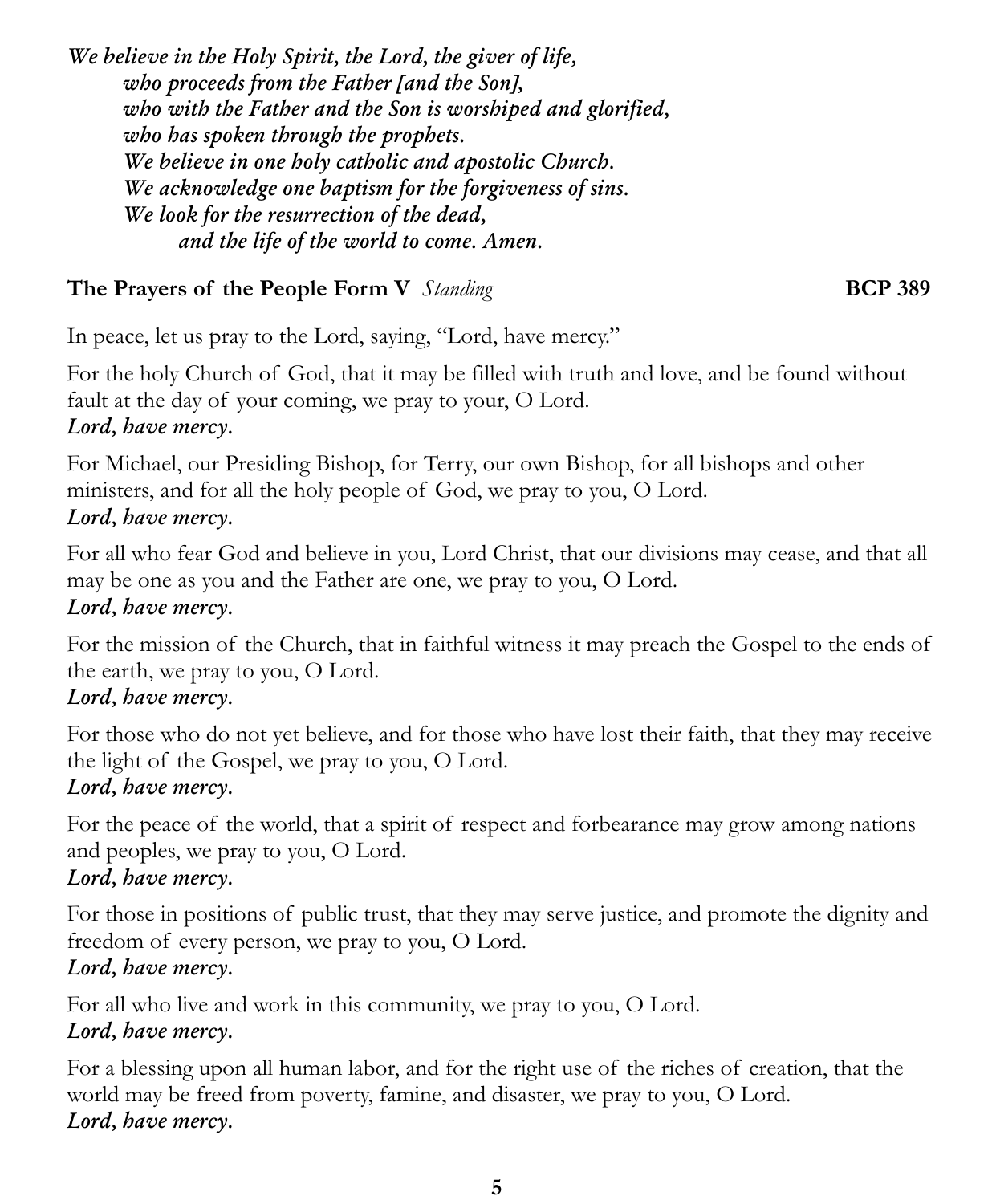*We believe in the Holy Spirit, the Lord, the giver of life,*
*who proceeds from the Father [and the Son],*
*who with the Father and the Son is worshiped and glorified,*
*who has spoken through the prophets.*
*We believe in one holy catholic and apostolic Church.*
*We acknowledge one baptism for the forgiveness of sins.*
*We look for the resurrection of the dead,*
*and the life of the world to come. Amen.*

**The Prayers of the People Form V** *Standing* **BCP 389**

In peace, let us pray to the Lord, saying, "Lord, have mercy."

For the holy Church of God, that it may be filled with truth and love, and be found without fault at the day of your coming, we pray to your, O Lord.
***Lord, have mercy.***

For Michael, our Presiding Bishop, for Terry, our own Bishop, for all bishops and other ministers, and for all the holy people of God, we pray to you, O Lord.
***Lord, have mercy.***

For all who fear God and believe in you, Lord Christ, that our divisions may cease, and that all may be one as you and the Father are one, we pray to you, O Lord.
***Lord, have mercy.***

For the mission of the Church, that in faithful witness it may preach the Gospel to the ends of the earth, we pray to you, O Lord.
***Lord, have mercy.***

For those who do not yet believe, and for those who have lost their faith, that they may receive the light of the Gospel, we pray to you, O Lord.
***Lord, have mercy.***

For the peace of the world, that a spirit of respect and forbearance may grow among nations and peoples, we pray to you, O Lord.
***Lord, have mercy.***

For those in positions of public trust, that they may serve justice, and promote the dignity and freedom of every person, we pray to you, O Lord.
***Lord, have mercy.***

For all who live and work in this community, we pray to you, O Lord.
***Lord, have mercy.***

For a blessing upon all human labor, and for the right use of the riches of creation, that the world may be freed from poverty, famine, and disaster, we pray to you, O Lord.
***Lord, have mercy.***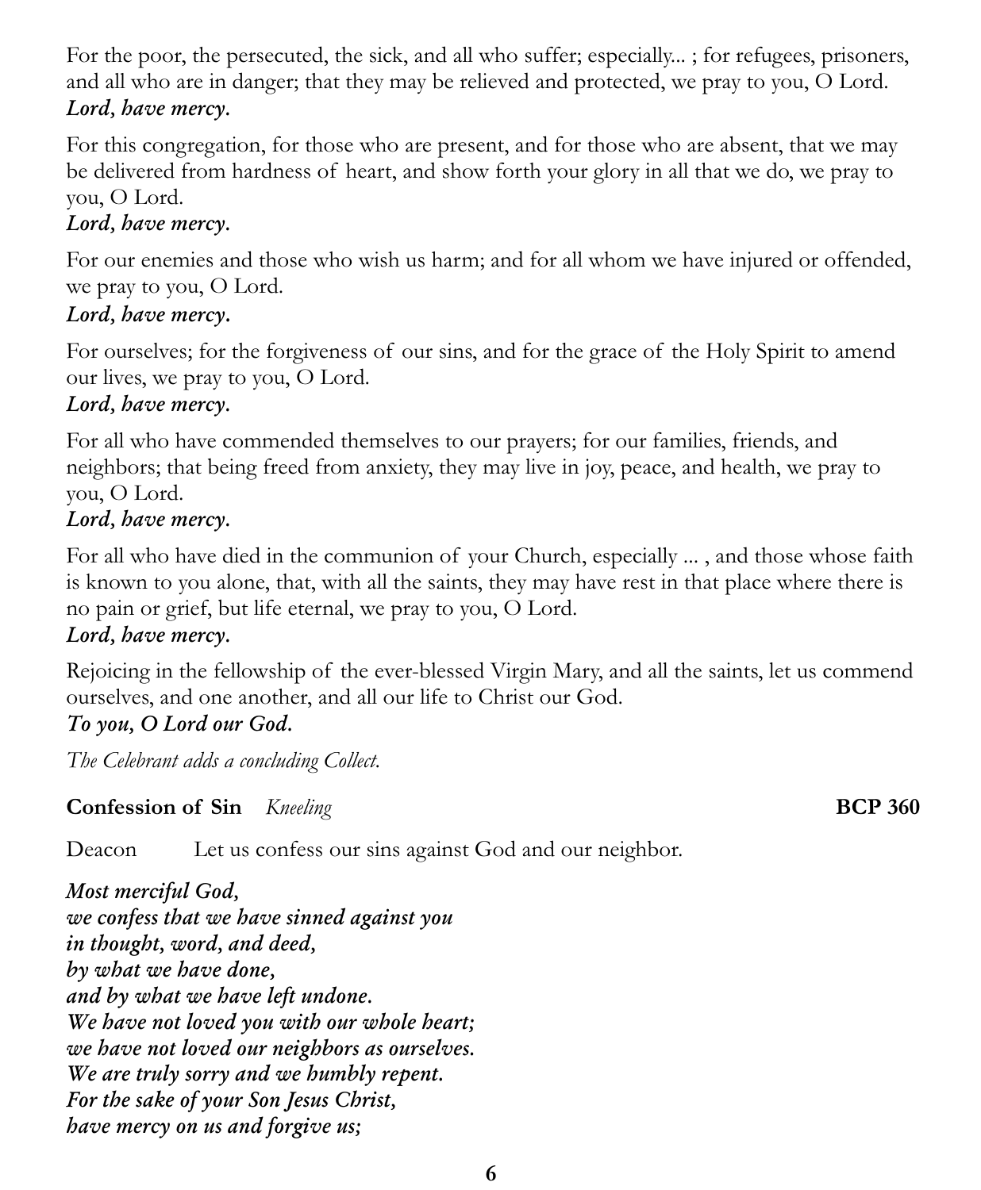For the poor, the persecuted, the sick, and all who suffer; especially... ; for refugees, prisoners, and all who are in danger; that they may be relieved and protected, we pray to you, O Lord.
***Lord, have mercy.***

For this congregation, for those who are present, and for those who are absent, that we may be delivered from hardness of heart, and show forth your glory in all that we do, we pray to you, O Lord.
***Lord, have mercy.***

For our enemies and those who wish us harm; and for all whom we have injured or offended, we pray to you, O Lord.
***Lord, have mercy.***

For ourselves; for the forgiveness of our sins, and for the grace of the Holy Spirit to amend our lives, we pray to you, O Lord.
***Lord, have mercy.***

For all who have commended themselves to our prayers; for our families, friends, and neighbors; that being freed from anxiety, they may live in joy, peace, and health, we pray to you, O Lord.
***Lord, have mercy.***

For all who have died in the communion of your Church, especially ... , and those whose faith is known to you alone, that, with all the saints, they may have rest in that place where there is no pain or grief, but life eternal, we pray to you, O Lord.
***Lord, have mercy.***

Rejoicing in the fellowship of the ever-blessed Virgin Mary, and all the saints, let us commend ourselves, and one another, and all our life to Christ our God.
***To you, O Lord our God.***

*The Celebrant adds a concluding Collect.*

**Confession of Sin** *Kneeling* **BCP 360**

Deacon Let us confess our sins against God and our neighbor.

***Most merciful God,***
***we confess that we have sinned against you***
***in thought, word, and deed,***
***by what we have done,***
***and by what we have left undone.***
***We have not loved you with our whole heart;***
***we have not loved our neighbors as ourselves.***
***We are truly sorry and we humbly repent.***
***For the sake of your Son Jesus Christ,***
***have mercy on us and forgive us;***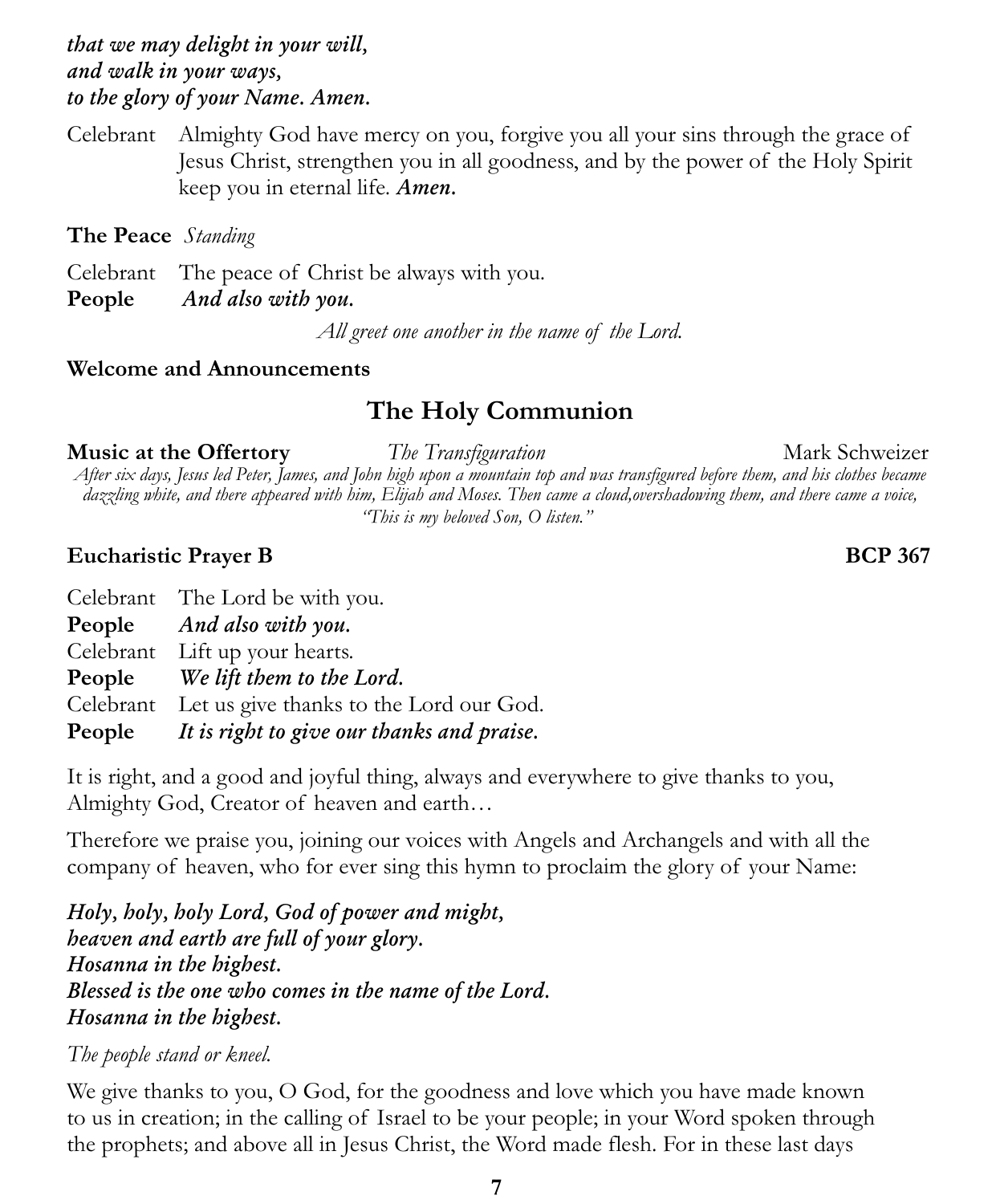*that we may delight in your will,*
*and walk in your ways,*
*to the glory of your Name. Amen.*

Celebrant Almighty God have mercy on you, forgive you all your sins through the grace of Jesus Christ, strengthen you in all goodness, and by the power of the Holy Spirit keep you in eternal life. ***Amen.***

**The Peace** *Standing*

Celebrant The peace of Christ be always with you.
**People** ***And also with you.***

*All greet one another in the name of the Lord.*

**Welcome and Announcements**

## The Holy Communion

**Music at the Offertory** *The Transfiguration* Mark Schweizer

*After six days, Jesus led Peter, James, and John high upon a mountain top and was transfigured before them, and his clothes became dazzling white, and there appeared with him, Elijah and Moses. Then came a cloud,overshadowing them, and there came a voice, "This is my beloved Son, O listen."*

**Eucharistic Prayer B** **BCP 367**

Celebrant The Lord be with you.
**People** ***And also with you.***
Celebrant Lift up your hearts.
**People** ***We lift them to the Lord.***
Celebrant Let us give thanks to the Lord our God.
**People** ***It is right to give our thanks and praise.***

It is right, and a good and joyful thing, always and everywhere to give thanks to you, Almighty God, Creator of heaven and earth…

Therefore we praise you, joining our voices with Angels and Archangels and with all the company of heaven, who for ever sing this hymn to proclaim the glory of your Name:

***Holy, holy, holy Lord, God of power and might,***
***heaven and earth are full of your glory.***
***Hosanna in the highest.***
***Blessed is the one who comes in the name of the Lord.***
***Hosanna in the highest.***

*The people stand or kneel.*

We give thanks to you, O God, for the goodness and love which you have made known to us in creation; in the calling of Israel to be your people; in your Word spoken through the prophets; and above all in Jesus Christ, the Word made flesh. For in these last days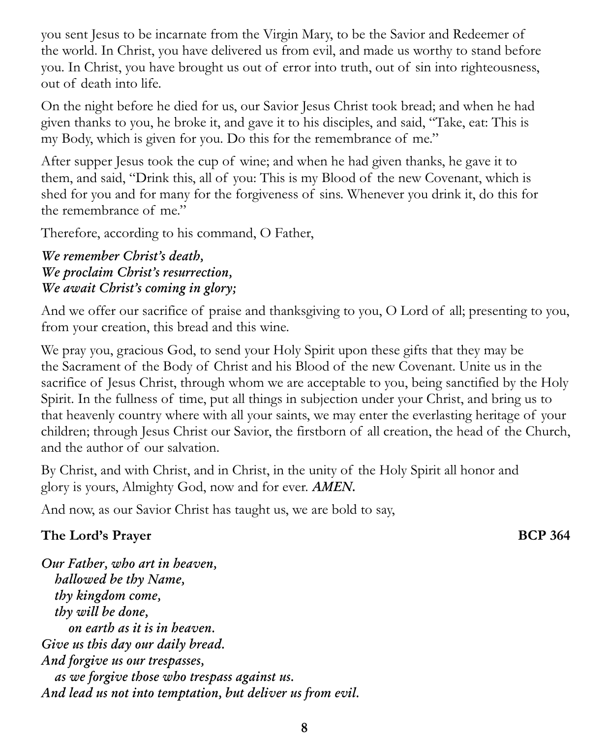you sent Jesus to be incarnate from the Virgin Mary, to be the Savior and Redeemer of the world. In Christ, you have delivered us from evil, and made us worthy to stand before you. In Christ, you have brought us out of error into truth, out of sin into righteousness, out of death into life.

On the night before he died for us, our Savior Jesus Christ took bread; and when he had given thanks to you, he broke it, and gave it to his disciples, and said, "Take, eat: This is my Body, which is given for you. Do this for the remembrance of me."

After supper Jesus took the cup of wine; and when he had given thanks, he gave it to them, and said, "Drink this, all of you: This is my Blood of the new Covenant, which is shed for you and for many for the forgiveness of sins. Whenever you drink it, do this for the remembrance of me."

Therefore, according to his command, O Father,

***We remember Christ's death,***  
***We proclaim Christ's resurrection,***  
***We await Christ's coming in glory;***

And we offer our sacrifice of praise and thanksgiving to you, O Lord of all; presenting to you, from your creation, this bread and this wine.

We pray you, gracious God, to send your Holy Spirit upon these gifts that they may be the Sacrament of the Body of Christ and his Blood of the new Covenant. Unite us in the sacrifice of Jesus Christ, through whom we are acceptable to you, being sanctified by the Holy Spirit. In the fullness of time, put all things in subjection under your Christ, and bring us to that heavenly country where with all your saints, we may enter the everlasting heritage of your children; through Jesus Christ our Savior, the firstborn of all creation, the head of the Church, and the author of our salvation.

By Christ, and with Christ, and in Christ, in the unity of the Holy Spirit all honor and glory is yours, Almighty God, now and for ever. ***AMEN.***

And now, as our Savior Christ has taught us, we are bold to say,

**The Lord's Prayer** **BCP 364**

***Our Father, who art in heaven,***  
***hallowed be thy Name,***  
***thy kingdom come,***  
***thy will be done,***  
***on earth as it is in heaven.***  
***Give us this day our daily bread.***  
***And forgive us our trespasses,***  
***as we forgive those who trespass against us.***  
***And lead us not into temptation, but deliver us from evil.***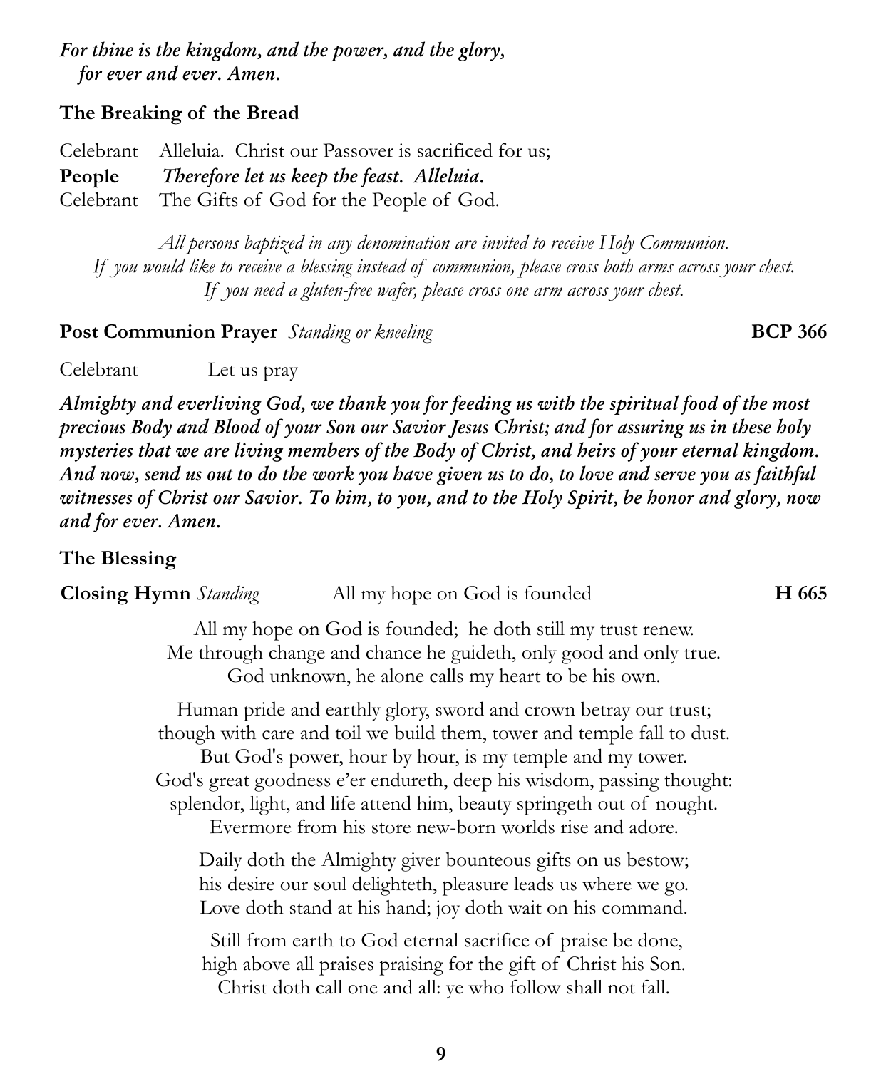***For thine is the kingdom, and the power, and the glory,***
***for ever and ever. Amen.***

**The Breaking of the Bread**

Celebrant Alleluia. Christ our Passover is sacrificed for us;
**People** ***Therefore let us keep the feast. Alleluia.***
Celebrant The Gifts of God for the People of God.

*All persons baptized in any denomination are invited to receive Holy Communion.*
*If you would like to receive a blessing instead of communion, please cross both arms across your chest.*
*If you need a gluten-free wafer, please cross one arm across your chest.*

**Post Communion Prayer** *Standing or kneeling* **BCP 366**

Celebrant Let us pray

***Almighty and everliving God, we thank you for feeding us with the spiritual food of the most precious Body and Blood of your Son our Savior Jesus Christ; and for assuring us in these holy mysteries that we are living members of the Body of Christ, and heirs of your eternal kingdom. And now, send us out to do the work you have given us to do, to love and serve you as faithful witnesses of Christ our Savior. To him, to you, and to the Holy Spirit, be honor and glory, now and for ever. Amen.***

**The Blessing**

**Closing Hymn** *Standing* All my hope on God is founded **H 665**

All my hope on God is founded; he doth still my trust renew.
Me through change and chance he guideth, only good and only true.
God unknown, he alone calls my heart to be his own.

Human pride and earthly glory, sword and crown betray our trust;
though with care and toil we build them, tower and temple fall to dust.
But God's power, hour by hour, is my temple and my tower.
God's great goodness e'er endureth, deep his wisdom, passing thought:
splendor, light, and life attend him, beauty springeth out of nought.
Evermore from his store new-born worlds rise and adore.

Daily doth the Almighty giver bounteous gifts on us bestow;
his desire our soul delighteth, pleasure leads us where we go.
Love doth stand at his hand; joy doth wait on his command.

Still from earth to God eternal sacrifice of praise be done,
high above all praises praising for the gift of Christ his Son.
Christ doth call one and all: ye who follow shall not fall.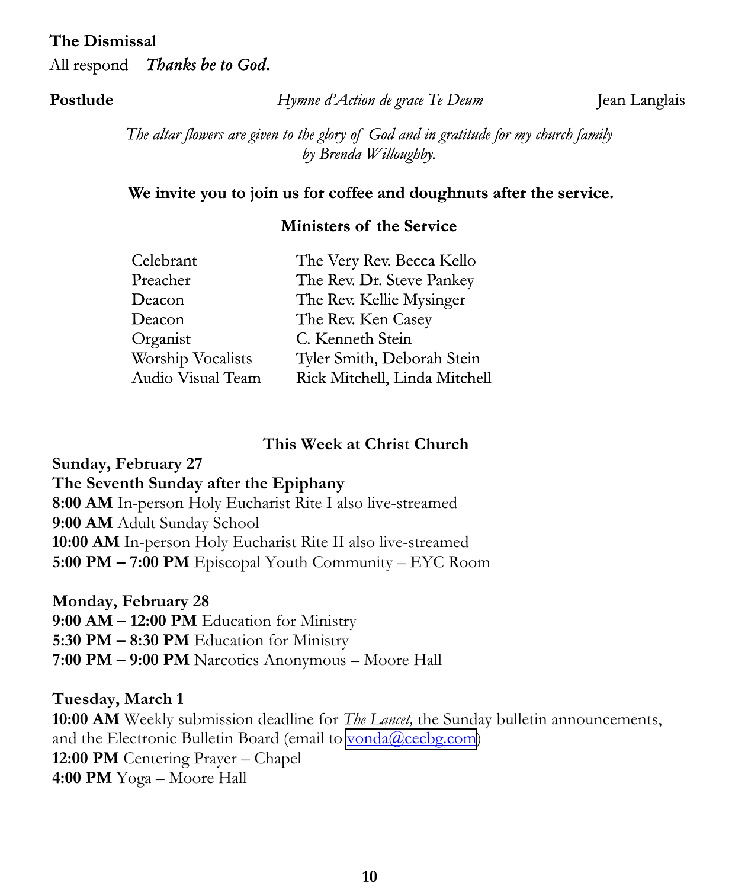**The Dismissal**

All respond ***Thanks be to God.***

**Postlude** *Hymne d'Action de grace Te Deum* Jean Langlais

*The altar flowers are given to the glory of God and in gratitude for my church family by Brenda Willoughby.*

**We invite you to join us for coffee and doughnuts after the service.**

### Ministers of the Service

| | |
|---|---|
| Celebrant | The Very Rev. Becca Kello |
| Preacher | The Rev. Dr. Steve Pankey |
| Deacon | The Rev. Kellie Mysinger |
| Deacon | The Rev. Ken Casey |
| Organist | C. Kenneth Stein |
| Worship Vocalists | Tyler Smith, Deborah Stein |
| Audio Visual Team | Rick Mitchell, Linda Mitchell |

### This Week at Christ Church

**Sunday, February 27**
**The Seventh Sunday after the Epiphany**
**8:00 AM** In-person Holy Eucharist Rite I also live-streamed
**9:00 AM** Adult Sunday School
**10:00 AM** In-person Holy Eucharist Rite II also live-streamed
**5:00 PM – 7:00 PM** Episcopal Youth Community – EYC Room

**Monday, February 28**
**9:00 AM – 12:00 PM** Education for Ministry
**5:30 PM – 8:30 PM** Education for Ministry
**7:00 PM – 9:00 PM** Narcotics Anonymous – Moore Hall

**Tuesday, March 1**
**10:00 AM** Weekly submission deadline for *The Lancet,* the Sunday bulletin announcements, and the Electronic Bulletin Board (email to vonda@cecbg.com)
**12:00 PM** Centering Prayer – Chapel
**4:00 PM** Yoga – Moore Hall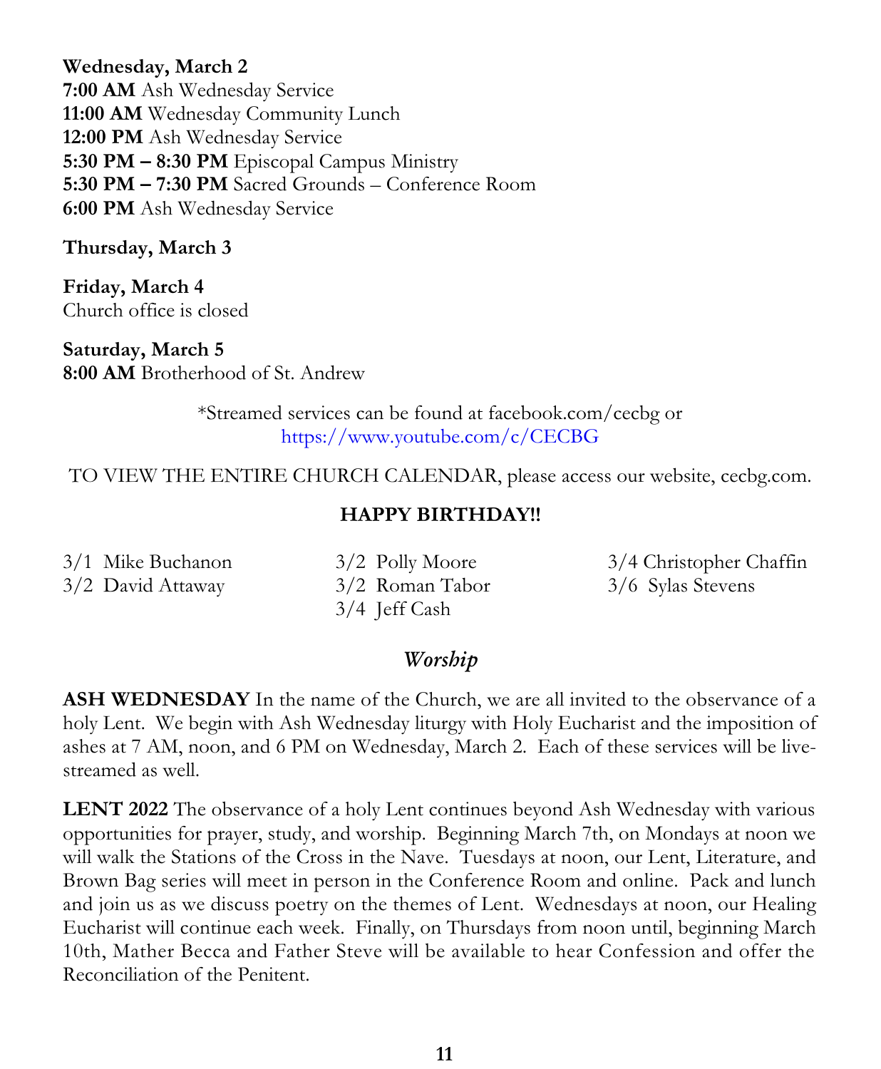**Wednesday, March 2**
**7:00 AM** Ash Wednesday Service
**11:00 AM** Wednesday Community Lunch
**12:00 PM** Ash Wednesday Service
**5:30 PM – 8:30 PM** Episcopal Campus Ministry
**5:30 PM – 7:30 PM** Sacred Grounds – Conference Room
**6:00 PM** Ash Wednesday Service

**Thursday, March 3**

**Friday, March 4**
Church office is closed

**Saturday, March 5**
**8:00 AM** Brotherhood of St. Andrew

*Streamed services can be found at facebook.com/cecbg or https://www.youtube.com/c/CECBG

TO VIEW THE ENTIRE CHURCH CALENDAR, please access our website, cecbg.com.

**HAPPY BIRTHDAY!!**

3/1 Mike Buchanon
3/2 David Attaway
3/2 Polly Moore
3/2 Roman Tabor
3/4 Jeff Cash
3/4 Christopher Chaffin
3/6 Sylas Stevens

## *Worship*

**ASH WEDNESDAY** In the name of the Church, we are all invited to the observance of a holy Lent. We begin with Ash Wednesday liturgy with Holy Eucharist and the imposition of ashes at 7 AM, noon, and 6 PM on Wednesday, March 2. Each of these services will be live-streamed as well.

**LENT 2022** The observance of a holy Lent continues beyond Ash Wednesday with various opportunities for prayer, study, and worship. Beginning March 7th, on Mondays at noon we will walk the Stations of the Cross in the Nave. Tuesdays at noon, our Lent, Literature, and Brown Bag series will meet in person in the Conference Room and online. Pack and lunch and join us as we discuss poetry on the themes of Lent. Wednesdays at noon, our Healing Eucharist will continue each week. Finally, on Thursdays from noon until, beginning March 10th, Mather Becca and Father Steve will be available to hear Confession and offer the Reconciliation of the Penitent.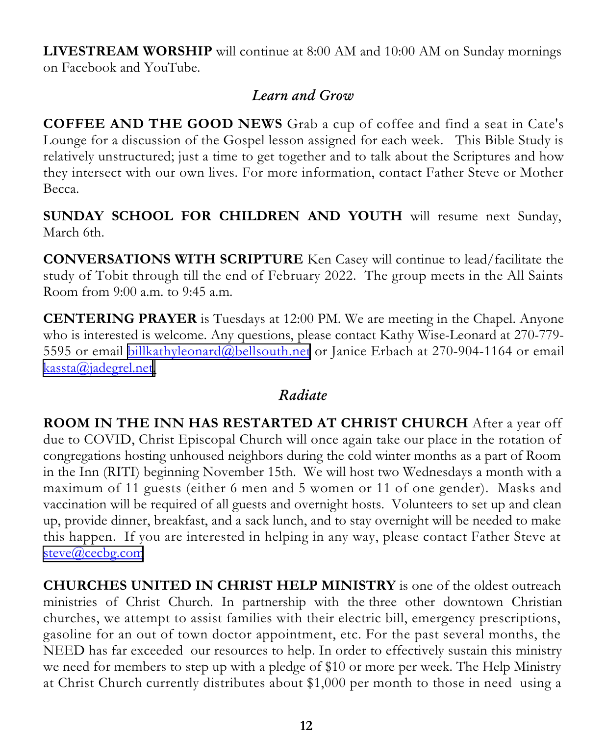**LIVESTREAM WORSHIP** will continue at 8:00 AM and 10:00 AM on Sunday mornings on Facebook and YouTube.

## *Learn and Grow*

**COFFEE AND THE GOOD NEWS** Grab a cup of coffee and find a seat in Cate's Lounge for a discussion of the Gospel lesson assigned for each week. This Bible Study is relatively unstructured; just a time to get together and to talk about the Scriptures and how they intersect with our own lives. For more information, contact Father Steve or Mother Becca.

**SUNDAY SCHOOL FOR CHILDREN AND YOUTH** will resume next Sunday, March 6th.

**CONVERSATIONS WITH SCRIPTURE** Ken Casey will continue to lead/facilitate the study of Tobit through till the end of February 2022. The group meets in the All Saints Room from 9:00 a.m. to 9:45 a.m.

**CENTERING PRAYER** is Tuesdays at 12:00 PM. We are meeting in the Chapel. Anyone who is interested is welcome. Any questions, please contact Kathy Wise-Leonard at 270-779-5595 or email billkathyleonard@bellsouth.net or Janice Erbach at 270-904-1164 or email kassta@jadegrel.net.

## *Radiate*

**ROOM IN THE INN HAS RESTARTED AT CHRIST CHURCH** After a year off due to COVID, Christ Episcopal Church will once again take our place in the rotation of congregations hosting unhoused neighbors during the cold winter months as a part of Room in the Inn (RITI) beginning November 15th. We will host two Wednesdays a month with a maximum of 11 guests (either 6 men and 5 women or 11 of one gender). Masks and vaccination will be required of all guests and overnight hosts. Volunteers to set up and clean up, provide dinner, breakfast, and a sack lunch, and to stay overnight will be needed to make this happen. If you are interested in helping in any way, please contact Father Steve at steve@cecbg.com

**CHURCHES UNITED IN CHRIST HELP MINISTRY** is one of the oldest outreach ministries of Christ Church. In partnership with the three other downtown Christian churches, we attempt to assist families with their electric bill, emergency prescriptions, gasoline for an out of town doctor appointment, etc. For the past several months, the NEED has far exceeded our resources to help. In order to effectively sustain this ministry we need for members to step up with a pledge of $10 or more per week. The Help Ministry at Christ Church currently distributes about $1,000 per month to those in need using a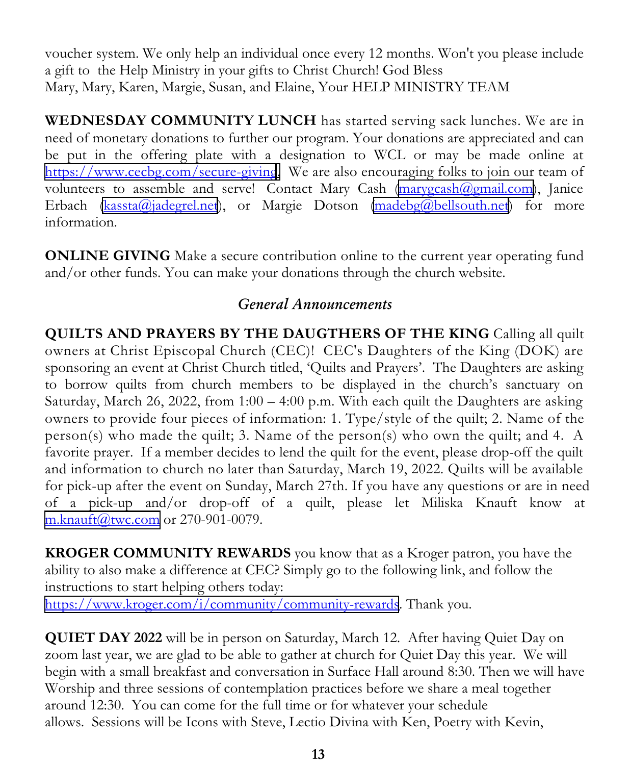voucher system. We only help an individual once every 12 months. Won't you please include a gift to the Help Ministry in your gifts to Christ Church! God Bless
Mary, Mary, Karen, Margie, Susan, and Elaine, Your HELP MINISTRY TEAM

**WEDNESDAY COMMUNITY LUNCH** has started serving sack lunches. We are in need of monetary donations to further our program. Your donations are appreciated and can be put in the offering plate with a designation to WCL or may be made online at https://www.cecbg.com/secure-giving. We are also encouraging folks to join our team of volunteers to assemble and serve! Contact Mary Cash (marygcash@gmail.com), Janice Erbach (kassta@jadegrel.net), or Margie Dotson (madebg@bellsouth.net) for more information.

**ONLINE GIVING** Make a secure contribution online to the current year operating fund and/or other funds. You can make your donations through the church website.

## *General Announcements*

**QUILTS AND PRAYERS BY THE DAUGTHERS OF THE KING** Calling all quilt owners at Christ Episcopal Church (CEC)! CEC's Daughters of the King (DOK) are sponsoring an event at Christ Church titled, 'Quilts and Prayers'. The Daughters are asking to borrow quilts from church members to be displayed in the church's sanctuary on Saturday, March 26, 2022, from 1:00 – 4:00 p.m. With each quilt the Daughters are asking owners to provide four pieces of information: 1. Type/style of the quilt; 2. Name of the person(s) who made the quilt; 3. Name of the person(s) who own the quilt; and 4. A favorite prayer. If a member decides to lend the quilt for the event, please drop-off the quilt and information to church no later than Saturday, March 19, 2022. Quilts will be available for pick-up after the event on Sunday, March 27th. If you have any questions or are in need of a pick-up and/or drop-off of a quilt, please let Miliska Knauft know at m.knauft@twc.com or 270-901-0079.

**KROGER COMMUNITY REWARDS** you know that as a Kroger patron, you have the ability to also make a difference at CEC? Simply go to the following link, and follow the instructions to start helping others today:
https://www.kroger.com/i/community/community-rewards. Thank you.

**QUIET DAY 2022** will be in person on Saturday, March 12. After having Quiet Day on zoom last year, we are glad to be able to gather at church for Quiet Day this year. We will begin with a small breakfast and conversation in Surface Hall around 8:30. Then we will have Worship and three sessions of contemplation practices before we share a meal together around 12:30. You can come for the full time or for whatever your schedule allows. Sessions will be Icons with Steve, Lectio Divina with Ken, Poetry with Kevin,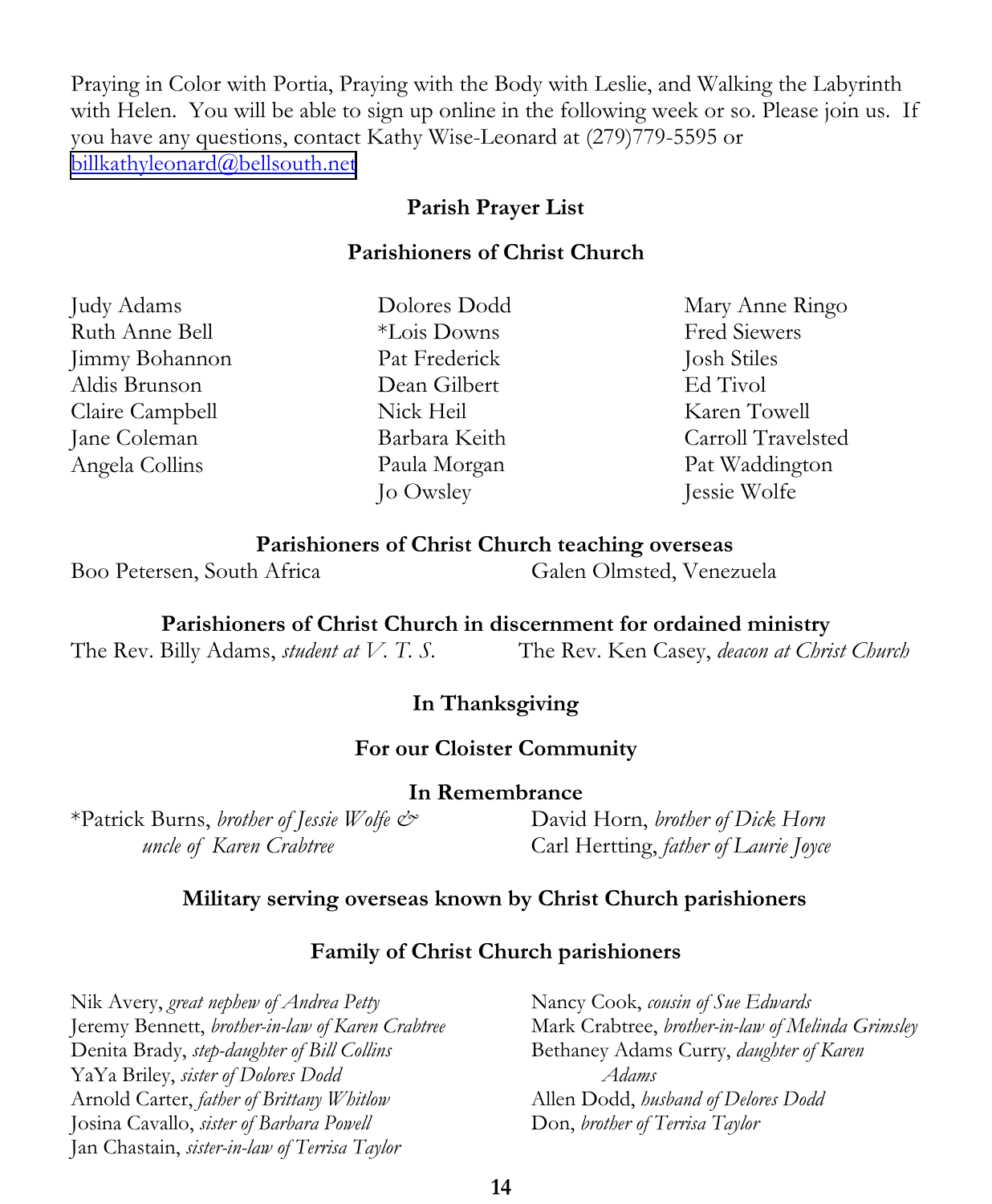Praying in Color with Portia, Praying with the Body with Leslie, and Walking the Labyrinth with Helen. You will be able to sign up online in the following week or so. Please join us. If you have any questions, contact Kathy Wise-Leonard at (279)779-5595 or billkathyleonard@bellsouth.net

## Parish Prayer List

### Parishioners of Christ Church

Judy Adams
Ruth Anne Bell
Jimmy Bohannon
Aldis Brunson
Claire Campbell
Jane Coleman
Angela Collins
Dolores Dodd
*Lois Downs
Pat Frederick
Dean Gilbert
Nick Heil
Barbara Keith
Paula Morgan
Jo Owsley
Mary Anne Ringo
Fred Siewers
Josh Stiles
Ed Tivol
Karen Towell
Carroll Travelsted
Pat Waddington
Jessie Wolfe

### Parishioners of Christ Church teaching overseas

Boo Petersen, South Africa
Galen Olmsted, Venezuela

### Parishioners of Christ Church in discernment for ordained ministry

The Rev. Billy Adams, *student at V. T. S.*
The Rev. Ken Casey, *deacon at Christ Church*

### In Thanksgiving

### For our Cloister Community

### In Remembrance

*Patrick Burns, *brother of Jessie Wolfe & uncle of Karen Crabtree*
David Horn, *brother of Dick Horn*
Carl Hertting, *father of Laurie Joyce*

### Military serving overseas known by Christ Church parishioners

### Family of Christ Church parishioners

Nik Avery, *great nephew of Andrea Petty*
Jeremy Bennett, *brother-in-law of Karen Crabtree*
Denita Brady, *step-daughter of Bill Collins*
YaYa Briley, *sister of Dolores Dodd*
Arnold Carter, *father of Brittany Whitlow*
Josina Cavallo, *sister of Barbara Powell*
Jan Chastain, *sister-in-law of Terrisa Taylor*
Nancy Cook, *cousin of Sue Edwards*
Mark Crabtree, *brother-in-law of Melinda Grimsley*
Bethaney Adams Curry, *daughter of Karen Adams*
Allen Dodd, *husband of Delores Dodd*
Don, *brother of Terrisa Taylor*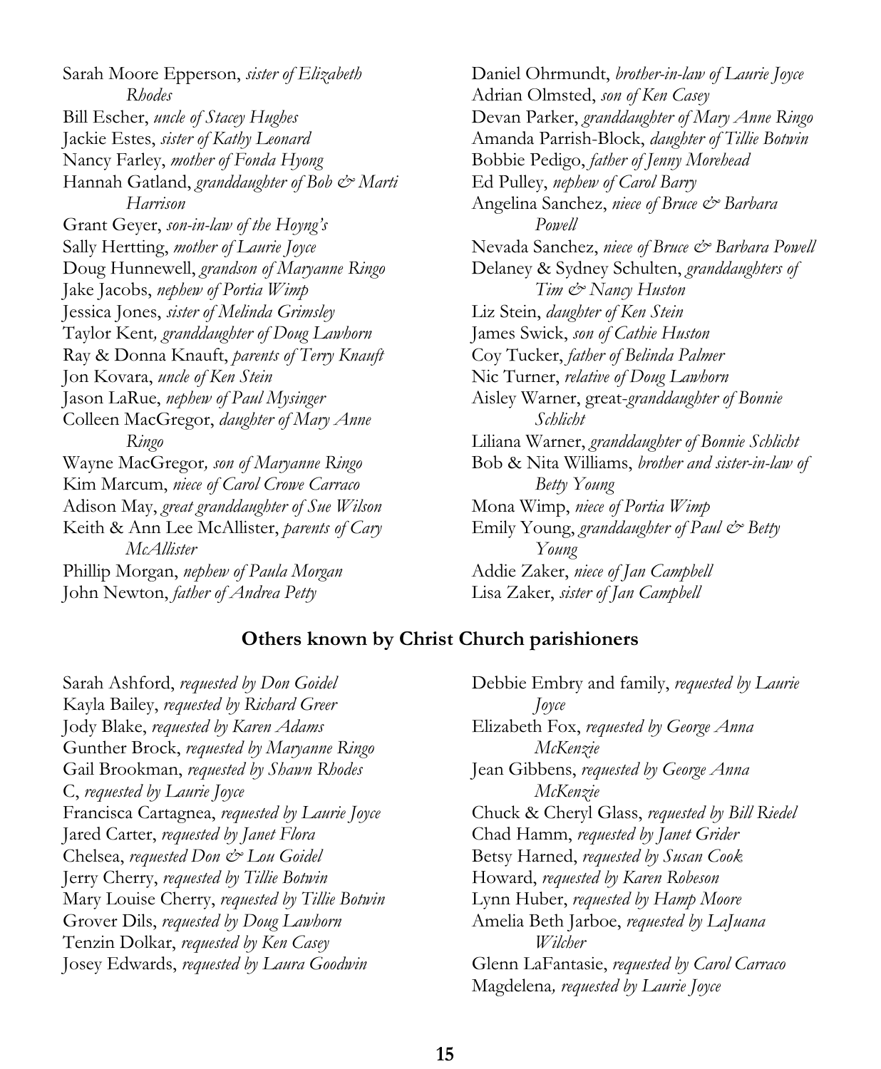Sarah Moore Epperson, *sister of Elizabeth Rhodes*
Bill Escher, *uncle of Stacey Hughes*
Jackie Estes, *sister of Kathy Leonard*
Nancy Farley, *mother of Fonda Hyong*
Hannah Gatland, *granddaughter of Bob & Marti Harrison*
Grant Geyer, *son-in-law of the Hoyng's*
Sally Hertting, *mother of Laurie Joyce*
Doug Hunnewell, *grandson of Maryanne Ringo*
Jake Jacobs, *nephew of Portia Wimp*
Jessica Jones, *sister of Melinda Grimsley*
Taylor Kent*, granddaughter of Doug Lawhorn*
Ray & Donna Knauft, *parents of Terry Knauft*
Jon Kovara, *uncle of Ken Stein*
Jason LaRue, *nephew of Paul Mysinger*
Colleen MacGregor, *daughter of Mary Anne Ringo*
Wayne MacGregor*, son of Maryanne Ringo*
Kim Marcum, *niece of Carol Crowe Carraco*
Adison May, *great granddaughter of Sue Wilson*
Keith & Ann Lee McAllister, *parents of Cary McAllister*
Phillip Morgan, *nephew of Paula Morgan*
John Newton, *father of Andrea Petty*
Daniel Ohrmundt, *brother-in-law of Laurie Joyce*
Adrian Olmsted, *son of Ken Casey*
Devan Parker, *granddaughter of Mary Anne Ringo*
Amanda Parrish-Block, *daughter of Tillie Botwin*
Bobbie Pedigo, *father of Jenny Morehead*
Ed Pulley, *nephew of Carol Barry*
Angelina Sanchez, *niece of Bruce & Barbara Powell*
Nevada Sanchez, *niece of Bruce & Barbara Powell*
Delaney & Sydney Schulten, *granddaughters of Tim & Nancy Huston*
Liz Stein, *daughter of Ken Stein*
James Swick, *son of Cathie Huston*
Coy Tucker, *father of Belinda Palmer*
Nic Turner, *relative of Doug Lawhorn*
Aisley Warner, great-*granddaughter of Bonnie Schlicht*
Liliana Warner, *granddaughter of Bonnie Schlicht*
Bob & Nita Williams, *brother and sister-in-law of Betty Young*
Mona Wimp, *niece of Portia Wimp*
Emily Young, *granddaughter of Paul & Betty Young*
Addie Zaker, *niece of Jan Campbell*
Lisa Zaker, *sister of Jan Campbell*

## Others known by Christ Church parishioners

Sarah Ashford, *requested by Don Goidel*
Kayla Bailey, *requested by Richard Greer*
Jody Blake, *requested by Karen Adams*
Gunther Brock, *requested by Maryanne Ringo*
Gail Brookman, *requested by Shawn Rhodes*
C, *requested by Laurie Joyce*
Francisca Cartagnea, *requested by Laurie Joyce*
Jared Carter, *requested by Janet Flora*
Chelsea, *requested Don & Lou Goidel*
Jerry Cherry, *requested by Tillie Botwin*
Mary Louise Cherry, *requested by Tillie Botwin*
Grover Dils, *requested by Doug Lawhorn*
Tenzin Dolkar, *requested by Ken Casey*
Josey Edwards, *requested by Laura Goodwin*
Debbie Embry and family, *requested by Laurie Joyce*
Elizabeth Fox, *requested by George Anna McKenzie*
Jean Gibbens, *requested by George Anna McKenzie*
Chuck & Cheryl Glass, *requested by Bill Riedel*
Chad Hamm, *requested by Janet Grider*
Betsy Harned, *requested by Susan Cook*
Howard, *requested by Karen Robeson*
Lynn Huber, *requested by Hamp Moore*
Amelia Beth Jarboe, *requested by LaJuana Wilcher*
Glenn LaFantasie, *requested by Carol Carraco*
Magdelena*, requested by Laurie Joyce*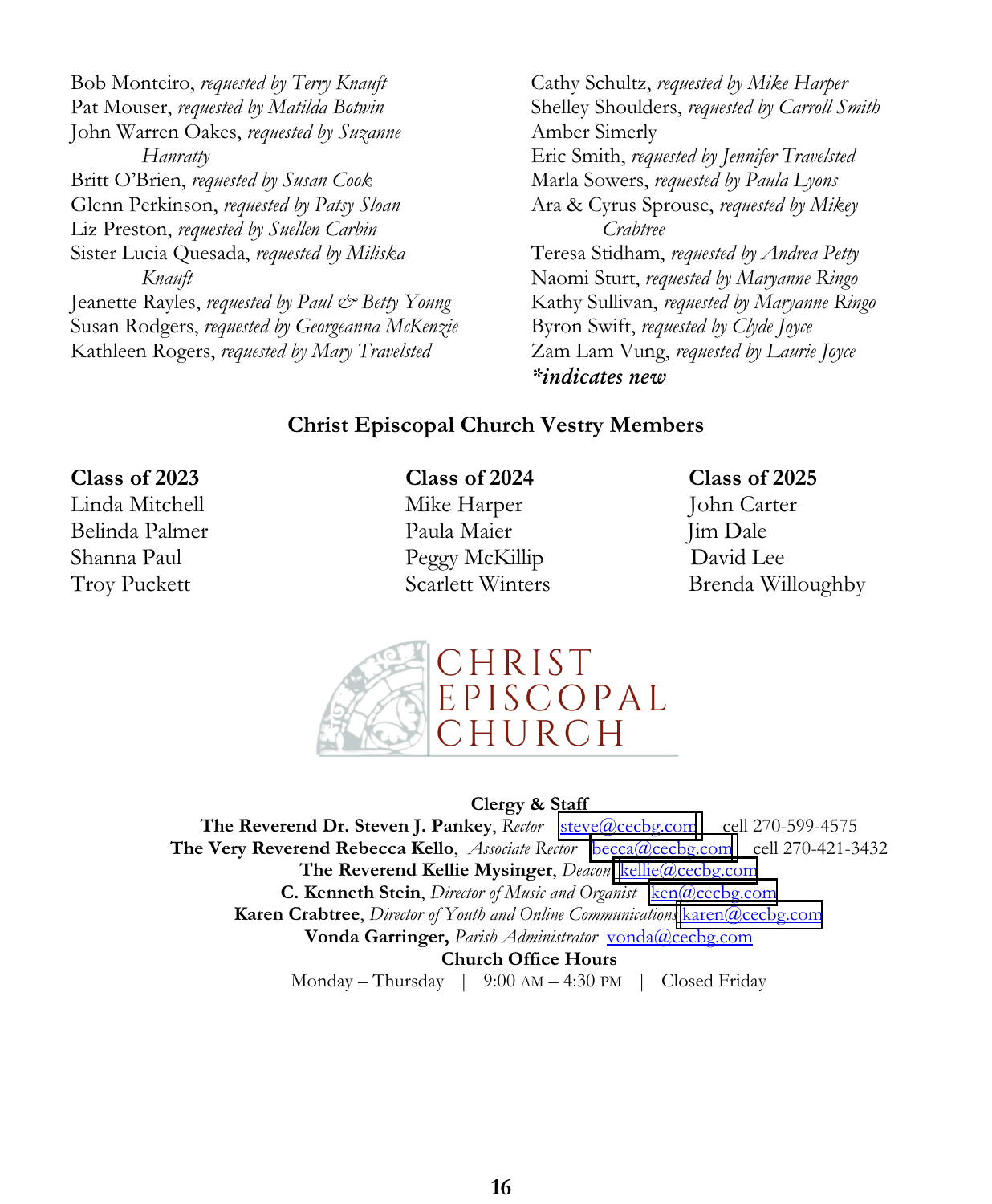Bob Monteiro, *requested by Terry Knauft*
Pat Mouser, *requested by Matilda Botwin*
John Warren Oakes, *requested by Suzanne Hanratty*
Britt O'Brien, *requested by Susan Cook*
Glenn Perkinson, *requested by Patsy Sloan*
Liz Preston, *requested by Suellen Carbin*
Sister Lucia Quesada, *requested by Miliska Knauft*
Jeanette Rayles, *requested by Paul & Betty Young*
Susan Rodgers, *requested by Georgeanna McKenzie*
Kathleen Rogers, *requested by Mary Travelsted*
Cathy Schultz, *requested by Mike Harper*
Shelley Shoulders, *requested by Carroll Smith*
Amber Simerly
Eric Smith, *requested by Jennifer Travelsted*
Marla Sowers, *requested by Paula Lyons*
Ara & Cyrus Sprouse, *requested by Mikey Crabtree*
Teresa Stidham, *requested by Andrea Petty*
Naomi Sturt, *requested by Maryanne Ringo*
Kathy Sullivan, *requested by Maryanne Ringo*
Byron Swift, *requested by Clyde Joyce*
Zam Lam Vung, *requested by Laurie Joyce*
***indicates new***

## Christ Episcopal Church Vestry Members

| Class of 2023 | Class of 2024 | Class of 2025 |
|---|---|---|
| Linda Mitchell | Mike Harper | John Carter |
| Belinda Palmer | Paula Maier | Jim Dale |
| Shanna Paul | Peggy McKillip | David Lee |
| Troy Puckett | Scarlett Winters | Brenda Willoughby |

CHRIST EPISCOPAL CHURCH

**Clergy & Staff**

**The Reverend Dr. Steven J. Pankey**, *Rector* steve@cecbg.com cell 270-599-4575
**The Very Reverend Rebecca Kello**, *Associate Rector* becca@cecbg.com cell 270-421-3432
**The Reverend Kellie Mysinger**, *Deacon* kellie@cecbg.com
**C. Kenneth Stein**, *Director of Music and Organist* ken@cecbg.com
**Karen Crabtree**, *Director of Youth and Online Communications* karen@cecbg.com
**Vonda Garringer,** *Parish Administrator* vonda@cecbg.com

**Church Office Hours**

Monday – Thursday | 9:00 AM – 4:30 PM | Closed Friday